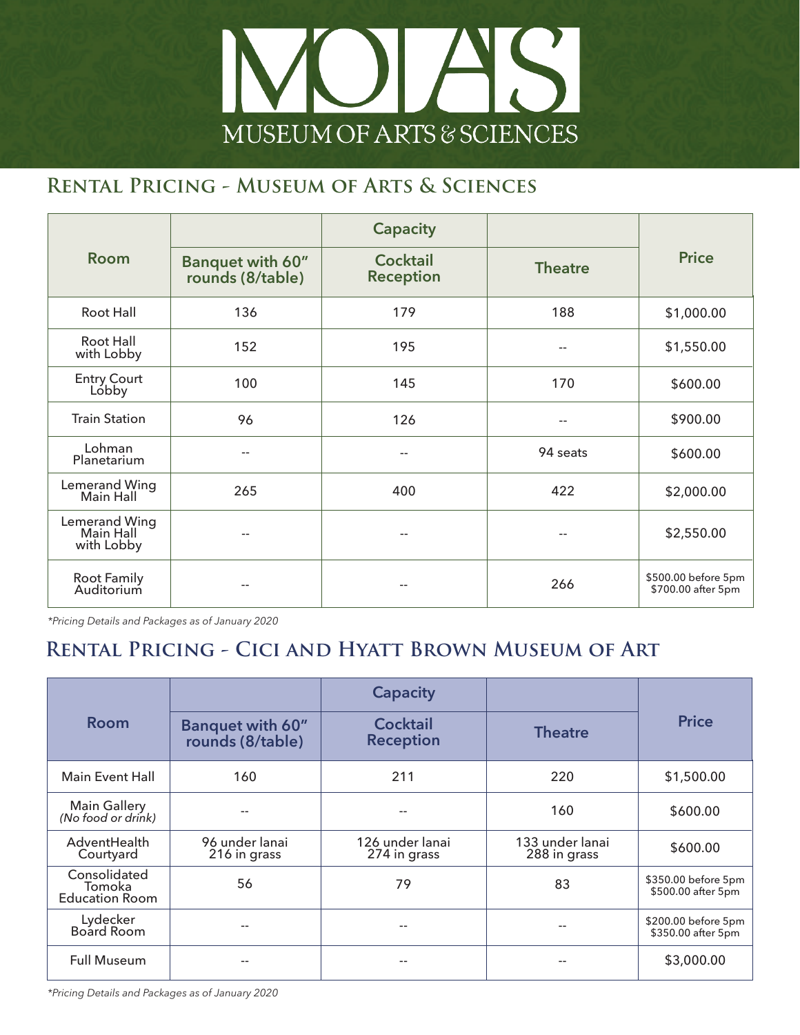# MOAS

MUSEUM OF ARTS & SCIENCES

## Rental Pricing - Museum of Arts & Sciences

| Room | Capacity | | | Price |
|---|---|---|---|---|
| | Banquet with 60" rounds (8/table) | Cocktail Reception | Theatre | |
| Root Hall | 136 | 179 | 188 | $1,000.00 |
| Root Hall with Lobby | 152 | 195 | -- | $1,550.00 |
| Entry Court Lobby | 100 | 145 | 170 | $600.00 |
| Train Station | 96 | 126 | -- | $900.00 |
| Lohman Planetarium | -- | -- | 94 seats | $600.00 |
| Lemerand Wing Main Hall | 265 | 400 | 422 | $2,000.00 |
| Lemerand Wing Main Hall with Lobby | -- | -- | -- | $2,550.00 |
| Root Family Auditorium | -- | -- | 266 | $500.00 before 5pm<br>$700.00 after 5pm |

*\*Pricing Details and Packages as of January 2020*

## Rental Pricing - Cici and Hyatt Brown Museum of Art

| Room | Capacity | | | Price |
|---|---|---|---|---|
| | Banquet with 60" rounds (8/table) | Cocktail Reception | Theatre | |
| Main Event Hall | 160 | 211 | 220 | $1,500.00 |
| Main Gallery *(No food or drink)* | -- | -- | 160 | $600.00 |
| AdventHealth Courtyard | 96 under lanai<br>216 in grass | 126 under lanai<br>274 in grass | 133 under lanai<br>288 in grass | $600.00 |
| Consolidated Tomoka Education Room | 56 | 79 | 83 | $350.00 before 5pm<br>$500.00 after 5pm |
| Lydecker Board Room | -- | -- | -- | $200.00 before 5pm<br>$350.00 after 5pm |
| Full Museum | -- | -- | -- | $3,000.00 |

*\*Pricing Details and Packages as of January 2020*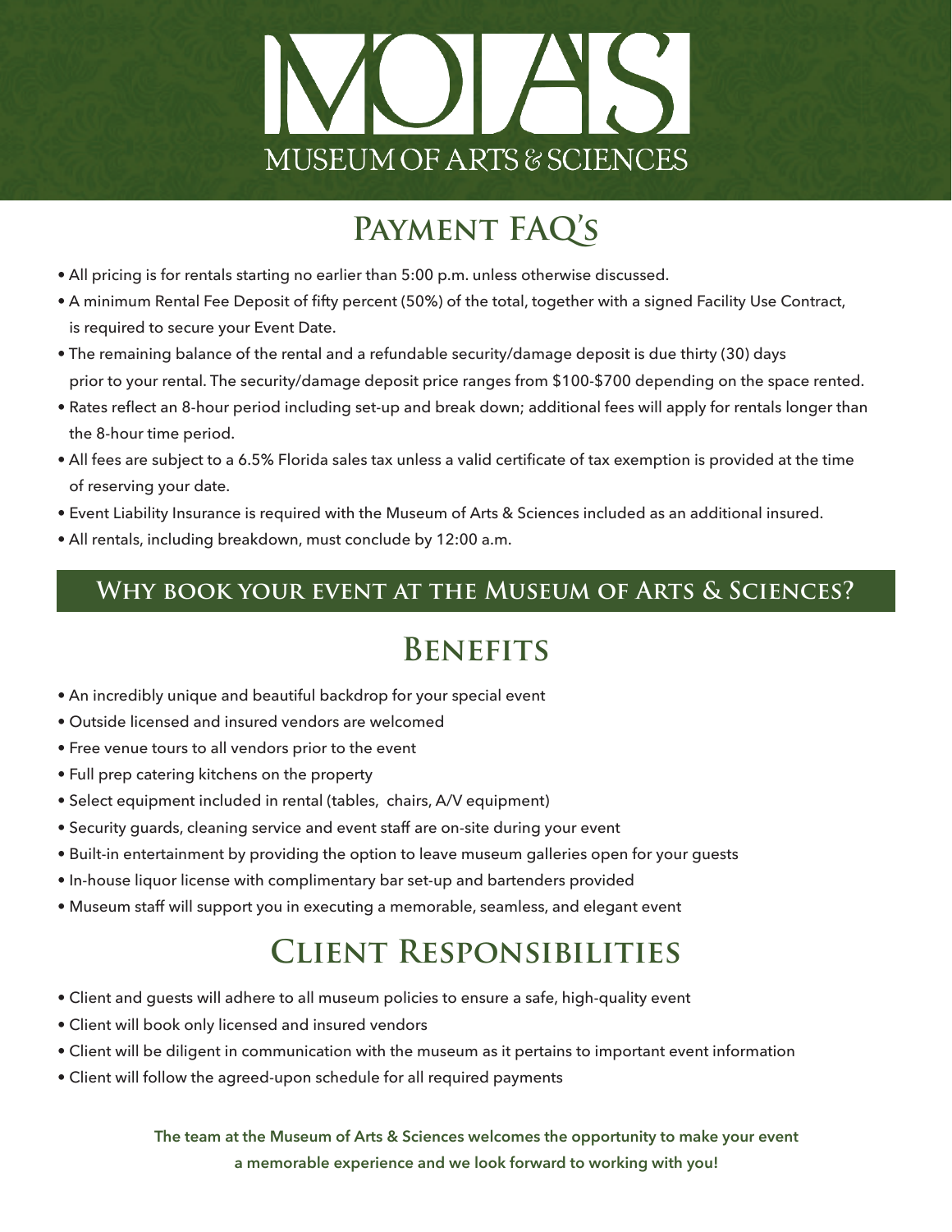# MOAS

MUSEUM OF ARTS & SCIENCES

## Payment FAQ's

- All pricing is for rentals starting no earlier than 5:00 p.m. unless otherwise discussed.
- A minimum Rental Fee Deposit of fifty percent (50%) of the total, together with a signed Facility Use Contract, is required to secure your Event Date.
- The remaining balance of the rental and a refundable security/damage deposit is due thirty (30) days prior to your rental. The security/damage deposit price ranges from $100-$700 depending on the space rented.
- Rates reflect an 8-hour period including set-up and break down; additional fees will apply for rentals longer than the 8-hour time period.
- All fees are subject to a 6.5% Florida sales tax unless a valid certificate of tax exemption is provided at the time of reserving your date.
- Event Liability Insurance is required with the Museum of Arts & Sciences included as an additional insured.
- All rentals, including breakdown, must conclude by 12:00 a.m.

## Why book your event at the Museum of Arts & Sciences?

## Benefits

- An incredibly unique and beautiful backdrop for your special event
- Outside licensed and insured vendors are welcomed
- Free venue tours to all vendors prior to the event
- Full prep catering kitchens on the property
- Select equipment included in rental (tables, chairs, A/V equipment)
- Security guards, cleaning service and event staff are on-site during your event
- Built-in entertainment by providing the option to leave museum galleries open for your guests
- In-house liquor license with complimentary bar set-up and bartenders provided
- Museum staff will support you in executing a memorable, seamless, and elegant event

## Client Responsibilities

- Client and guests will adhere to all museum policies to ensure a safe, high-quality event
- Client will book only licensed and insured vendors
- Client will be diligent in communication with the museum as it pertains to important event information
- Client will follow the agreed-upon schedule for all required payments

**The team at the Museum of Arts & Sciences welcomes the opportunity to make your event a memorable experience and we look forward to working with you!**